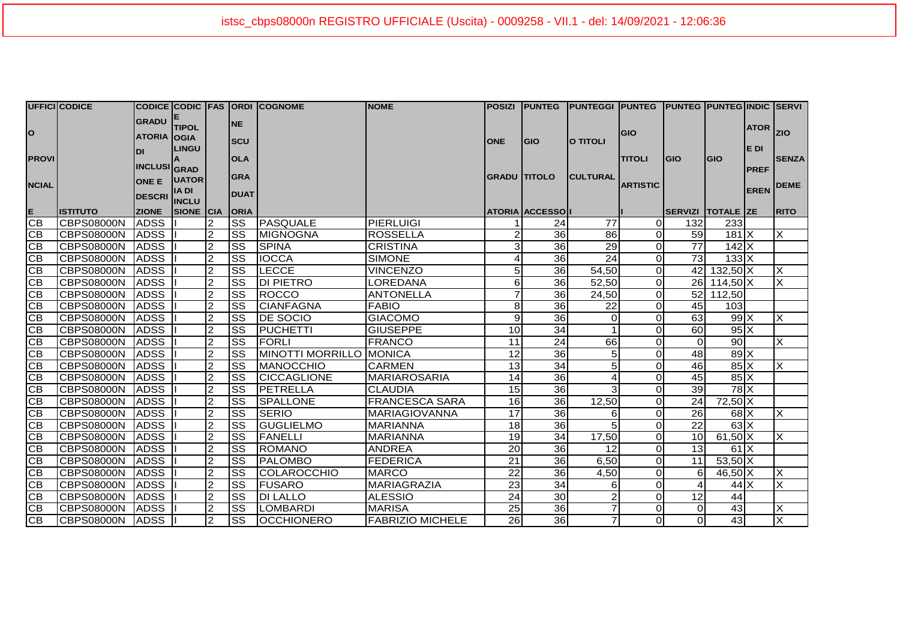| UFFICIO PROVINCIALE | CODICE ISTITUTO | CODICE GRADUATORIA DI INCLUSIONE DESCRIZIONE | CODICE TIPOLOGIA LINGUA GRADUATORIA DI INCLUSIONE | FASCIA | ORDINE SCUOLA GRADUATORIA | COGNOME | NOME | POSIZIONE GRADUATORIA | PUNTEGGIO TITOLO ACCESSO | PUNTEGGIO TITOLI CULTURALI | PUNTEGGIO TITOLI ARTISTICI | PUNTEGGIO SERVIZI | PUNTEGGIO TOTALE | INDICATORE DI PREFERENZE | SERVIZIO SENZA DEMERITO |
|---|---|---|---|---|---|---|---|---|---|---|---|---|---|---|---|
| CB | CBPS08000N | ADSS | I | 2 | SS | PASQUALE | PIERLUIGI | 1 | 24 | 77 | 0 | 132 | 233 | | |
| CB | CBPS08000N | ADSS | I | 2 | SS | MIGNOGNA | ROSSELLA | 2 | 36 | 86 | 0 | 59 | 181 | X | X |
| CB | CBPS08000N | ADSS | I | 2 | SS | SPINA | CRISTINA | 3 | 36 | 29 | 0 | 77 | 142 | X | |
| CB | CBPS08000N | ADSS | I | 2 | SS | IOCCA | SIMONE | 4 | 36 | 24 | 0 | 73 | 133 | X | |
| CB | CBPS08000N | ADSS | I | 2 | SS | LECCE | VINCENZO | 5 | 36 | 54,50 | 0 | 42 | 132,50 | X | X |
| CB | CBPS08000N | ADSS | I | 2 | SS | DI PIETRO | LOREDANA | 6 | 36 | 52,50 | 0 | 26 | 114,50 | X | X |
| CB | CBPS08000N | ADSS | I | 2 | SS | ROCCO | ANTONELLA | 7 | 36 | 24,50 | 0 | 52 | 112,50 | | |
| CB | CBPS08000N | ADSS | I | 2 | SS | CIANFAGNA | FABIO | 8 | 36 | 22 | 0 | 45 | 103 | | |
| CB | CBPS08000N | ADSS | I | 2 | SS | DE SOCIO | GIACOMO | 9 | 36 | 0 | 0 | 63 | 99 | X | X |
| CB | CBPS08000N | ADSS | I | 2 | SS | PUCHETTI | GIUSEPPE | 10 | 34 | 1 | 0 | 60 | 95 | X | |
| CB | CBPS08000N | ADSS | I | 2 | SS | FORLI | FRANCO | 11 | 24 | 66 | 0 | 0 | 90 | | X |
| CB | CBPS08000N | ADSS | I | 2 | SS | MINOTTI MORRILLO | MONICA | 12 | 36 | 5 | 0 | 48 | 89 | X | |
| CB | CBPS08000N | ADSS | I | 2 | SS | MANOCCHIO | CARMEN | 13 | 34 | 5 | 0 | 46 | 85 | X | X |
| CB | CBPS08000N | ADSS | I | 2 | SS | CICCAGLIONE | MARIAROSARIA | 14 | 36 | 4 | 0 | 45 | 85 | X | |
| CB | CBPS08000N | ADSS | I | 2 | SS | PETRELLA | CLAUDIA | 15 | 36 | 3 | 0 | 39 | 78 | X | |
| CB | CBPS08000N | ADSS | I | 2 | SS | SPALLONE | FRANCESCA SARA | 16 | 36 | 12,50 | 0 | 24 | 72,50 | X | |
| CB | CBPS08000N | ADSS | I | 2 | SS | SERIO | MARIAGIOVANNA | 17 | 36 | 6 | 0 | 26 | 68 | X | X |
| CB | CBPS08000N | ADSS | I | 2 | SS | GUGLIELMO | MARIANNA | 18 | 36 | 5 | 0 | 22 | 63 | X | |
| CB | CBPS08000N | ADSS | I | 2 | SS | FANELLI | MARIANNA | 19 | 34 | 17,50 | 0 | 10 | 61,50 | X | X |
| CB | CBPS08000N | ADSS | I | 2 | SS | ROMANO | ANDREA | 20 | 36 | 12 | 0 | 13 | 61 | X | |
| CB | CBPS08000N | ADSS | I | 2 | SS | PALOMBO | FEDERICA | 21 | 36 | 6,50 | 0 | 11 | 53,50 | X | |
| CB | CBPS08000N | ADSS | I | 2 | SS | COLAROCCHIO | MARCO | 22 | 36 | 4,50 | 0 | 6 | 46,50 | X | X |
| CB | CBPS08000N | ADSS | I | 2 | SS | FUSARO | MARIAGRAZIA | 23 | 34 | 6 | 0 | 4 | 44 | X | X |
| CB | CBPS08000N | ADSS | I | 2 | SS | DI LALLO | ALESSIO | 24 | 30 | 2 | 0 | 12 | 44 | | |
| CB | CBPS08000N | ADSS | I | 2 | SS | LOMBARDI | MARISA | 25 | 36 | 7 | 0 | 0 | 43 | | X |
| CB | CBPS08000N | ADSS | I | 2 | SS | OCCHIONERO | FABRIZIO MICHELE | 26 | 36 | 7 | 0 | 0 | 43 | | X |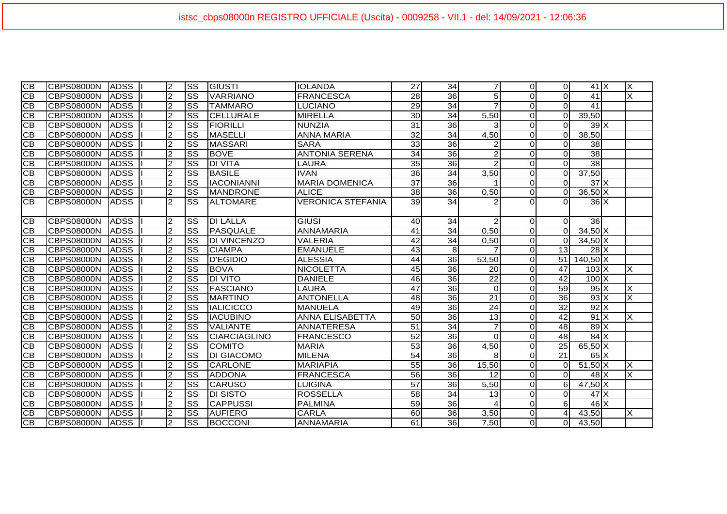istsc_cbps08000n REGISTRO UFFICIALE (Uscita) - 0009258 - VII.1 - del: 14/09/2021 - 12:06:36

| | | | | | | | | | | | | | | | | |
|---|---|---|---|---|---|---|---|---|---|---|---|---|---|---|---|---|
| CB | CBPS08000N | ADSS | I | 2 | SS | GIUSTI | IOLANDA | 27 | 34 | 7 | 0 | 0 | 41 | X | X |
| CB | CBPS08000N | ADSS | I | 2 | SS | VARRIANO | FRANCESCA | 28 | 36 | 5 | 0 | 0 | 41 | | X |
| CB | CBPS08000N | ADSS | I | 2 | SS | TAMMARO | LUCIANO | 29 | 34 | 7 | 0 | 0 | 41 | | |
| CB | CBPS08000N | ADSS | I | 2 | SS | CELLURALE | MIRELLA | 30 | 34 | 5,50 | 0 | 0 | 39,50 | | |
| CB | CBPS08000N | ADSS | I | 2 | SS | FIORILLI | NUNZIA | 31 | 36 | 3 | 0 | 0 | 39 | X | |
| CB | CBPS08000N | ADSS | I | 2 | SS | MASELLI | ANNA MARIA | 32 | 34 | 4,50 | 0 | 0 | 38,50 | | |
| CB | CBPS08000N | ADSS | I | 2 | SS | MASSARI | SARA | 33 | 36 | 2 | 0 | 0 | 38 | | |
| CB | CBPS08000N | ADSS | I | 2 | SS | BOVE | ANTONIA SERENA | 34 | 36 | 2 | 0 | 0 | 38 | | |
| CB | CBPS08000N | ADSS | I | 2 | SS | DI VITA | LAURA | 35 | 36 | 2 | 0 | 0 | 38 | | |
| CB | CBPS08000N | ADSS | I | 2 | SS | BASILE | IVAN | 36 | 34 | 3,50 | 0 | 0 | 37,50 | | |
| CB | CBPS08000N | ADSS | I | 2 | SS | IACONIANNI | MARIA DOMENICA | 37 | 36 | 1 | 0 | 0 | 37 | X | |
| CB | CBPS08000N | ADSS | I | 2 | SS | MANDRONE | ALICE | 38 | 36 | 0,50 | 0 | 0 | 36,50 | X | |
| CB | CBPS08000N | ADSS | I | 2 | SS | ALTOMARE | VERONICA STEFANIA | 39 | 34 | 2 | 0 | 0 | 36 | X | |
| CB | CBPS08000N | ADSS | I | 2 | SS | DI LALLA | GIUSI | 40 | 34 | 2 | 0 | 0 | 36 | | |
| CB | CBPS08000N | ADSS | I | 2 | SS | PASQUALE | ANNAMARIA | 41 | 34 | 0,50 | 0 | 0 | 34,50 | X | |
| CB | CBPS08000N | ADSS | I | 2 | SS | DI VINCENZO | VALERIA | 42 | 34 | 0,50 | 0 | 0 | 34,50 | X | |
| CB | CBPS08000N | ADSS | I | 2 | SS | CIAMPA | EMANUELE | 43 | 8 | 7 | 0 | 13 | 28 | X | |
| CB | CBPS08000N | ADSS | I | 2 | SS | D'EGIDIO | ALESSIA | 44 | 36 | 53,50 | 0 | 51 | 140,50 | X | |
| CB | CBPS08000N | ADSS | I | 2 | SS | BOVA | NICOLETTA | 45 | 36 | 20 | 0 | 47 | 103 | X | X |
| CB | CBPS08000N | ADSS | I | 2 | SS | DI VITO | DANIELE | 46 | 36 | 22 | 0 | 42 | 100 | X | |
| CB | CBPS08000N | ADSS | I | 2 | SS | FASCIANO | LAURA | 47 | 36 | 0 | 0 | 59 | 95 | X | X |
| CB | CBPS08000N | ADSS | I | 2 | SS | MARTINO | ANTONELLA | 48 | 36 | 21 | 0 | 36 | 93 | X | X |
| CB | CBPS08000N | ADSS | I | 2 | SS | IALICICCO | MANUELA | 49 | 36 | 24 | 0 | 32 | 92 | X | |
| CB | CBPS08000N | ADSS | I | 2 | SS | IACUBINO | ANNA ELISABETTA | 50 | 36 | 13 | 0 | 42 | 91 | X | X |
| CB | CBPS08000N | ADSS | I | 2 | SS | VALIANTE | ANNATERESA | 51 | 34 | 7 | 0 | 48 | 89 | X | |
| CB | CBPS08000N | ADSS | I | 2 | SS | CIARCIAGLINO | FRANCESCO | 52 | 36 | 0 | 0 | 48 | 84 | X | |
| CB | CBPS08000N | ADSS | I | 2 | SS | COMITO | MARIA | 53 | 36 | 4,50 | 0 | 25 | 65,50 | X | |
| CB | CBPS08000N | ADSS | I | 2 | SS | DI GIACOMO | MILENA | 54 | 36 | 8 | 0 | 21 | 65 | X | |
| CB | CBPS08000N | ADSS | I | 2 | SS | CARLONE | MARIAPIA | 55 | 36 | 15,50 | 0 | 0 | 51,50 | X | X |
| CB | CBPS08000N | ADSS | I | 2 | SS | ADDONA | FRANCESCA | 56 | 36 | 12 | 0 | 0 | 48 | X | X |
| CB | CBPS08000N | ADSS | I | 2 | SS | CARUSO | LUIGINA | 57 | 36 | 5,50 | 0 | 6 | 47,50 | X | |
| CB | CBPS08000N | ADSS | I | 2 | SS | DI SISTO | ROSSELLA | 58 | 34 | 13 | 0 | 0 | 47 | X | |
| CB | CBPS08000N | ADSS | I | 2 | SS | CAPPUSSI | PALMINA | 59 | 36 | 4 | 0 | 6 | 46 | X | |
| CB | CBPS08000N | ADSS | I | 2 | SS | AUFIERO | CARLA | 60 | 36 | 3,50 | 0 | 4 | 43,50 | | X |
| CB | CBPS08000N | ADSS | I | 2 | SS | BOCCONI | ANNAMARIA | 61 | 36 | 7,50 | 0 | 0 | 43,50 | | |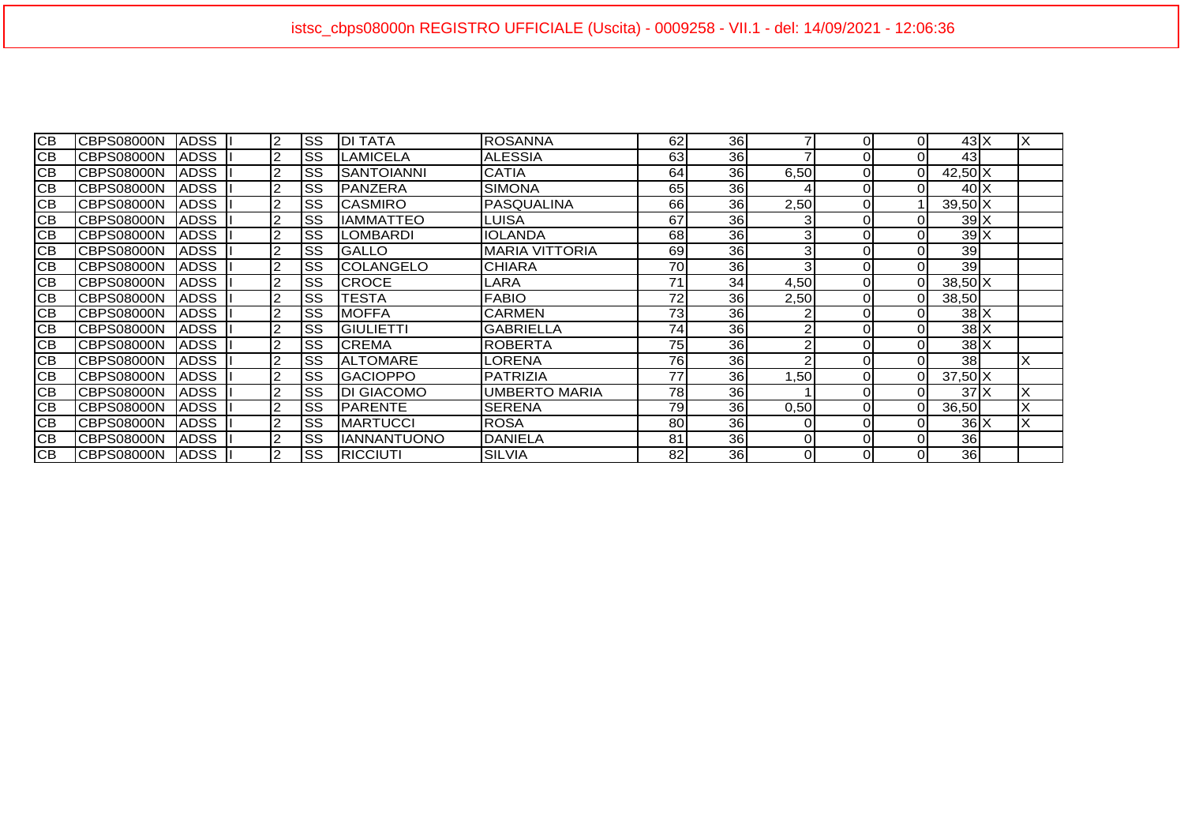| | | | | | | | | | | | | | | | |
|---|---|---|---|---|---|---|---|---|---|---|---|---|---|---|---|
| CB | CBPS08000N | ADSS | I | 2 | SS | DI TATA | ROSANNA | 62 | 36 | 7 | 0 | 0 | 43 | X | X |
| CB | CBPS08000N | ADSS | I | 2 | SS | LAMICELA | ALESSIA | 63 | 36 | 7 | 0 | 0 | 43 | | |
| CB | CBPS08000N | ADSS | I | 2 | SS | SANTOIANNI | CATIA | 64 | 36 | 6,50 | 0 | 0 | 42,50 | X | |
| CB | CBPS08000N | ADSS | I | 2 | SS | PANZERA | SIMONA | 65 | 36 | 4 | 0 | 0 | 40 | X | |
| CB | CBPS08000N | ADSS | I | 2 | SS | CASMIRO | PASQUALINA | 66 | 36 | 2,50 | 0 | 1 | 39,50 | X | |
| CB | CBPS08000N | ADSS | I | 2 | SS | IAMMATTEO | LUISA | 67 | 36 | 3 | 0 | 0 | 39 | X | |
| CB | CBPS08000N | ADSS | I | 2 | SS | LOMBARDI | IOLANDA | 68 | 36 | 3 | 0 | 0 | 39 | X | |
| CB | CBPS08000N | ADSS | I | 2 | SS | GALLO | MARIA VITTORIA | 69 | 36 | 3 | 0 | 0 | 39 | | |
| CB | CBPS08000N | ADSS | I | 2 | SS | COLANGELO | CHIARA | 70 | 36 | 3 | 0 | 0 | 39 | | |
| CB | CBPS08000N | ADSS | I | 2 | SS | CROCE | LARA | 71 | 34 | 4,50 | 0 | 0 | 38,50 | X | |
| CB | CBPS08000N | ADSS | I | 2 | SS | TESTA | FABIO | 72 | 36 | 2,50 | 0 | 0 | 38,50 | | |
| CB | CBPS08000N | ADSS | I | 2 | SS | MOFFA | CARMEN | 73 | 36 | 2 | 0 | 0 | 38 | X | |
| CB | CBPS08000N | ADSS | I | 2 | SS | GIULIETTI | GABRIELLA | 74 | 36 | 2 | 0 | 0 | 38 | X | |
| CB | CBPS08000N | ADSS | I | 2 | SS | CREMA | ROBERTA | 75 | 36 | 2 | 0 | 0 | 38 | X | |
| CB | CBPS08000N | ADSS | I | 2 | SS | ALTOMARE | LORENA | 76 | 36 | 2 | 0 | 0 | 38 | | X |
| CB | CBPS08000N | ADSS | I | 2 | SS | GACIOPPO | PATRIZIA | 77 | 36 | 1,50 | 0 | 0 | 37,50 | X | |
| CB | CBPS08000N | ADSS | I | 2 | SS | DI GIACOMO | UMBERTO MARIA | 78 | 36 | 1 | 0 | 0 | 37 | X | X |
| CB | CBPS08000N | ADSS | I | 2 | SS | PARENTE | SERENA | 79 | 36 | 0,50 | 0 | 0 | 36,50 | | X |
| CB | CBPS08000N | ADSS | I | 2 | SS | MARTUCCI | ROSA | 80 | 36 | 0 | 0 | 0 | 36 | X | X |
| CB | CBPS08000N | ADSS | I | 2 | SS | IANNANTUONO | DANIELA | 81 | 36 | 0 | 0 | 0 | 36 | | |
| CB | CBPS08000N | ADSS | I | 2 | SS | RICCIUTI | SILVIA | 82 | 36 | 0 | 0 | 0 | 36 | | |